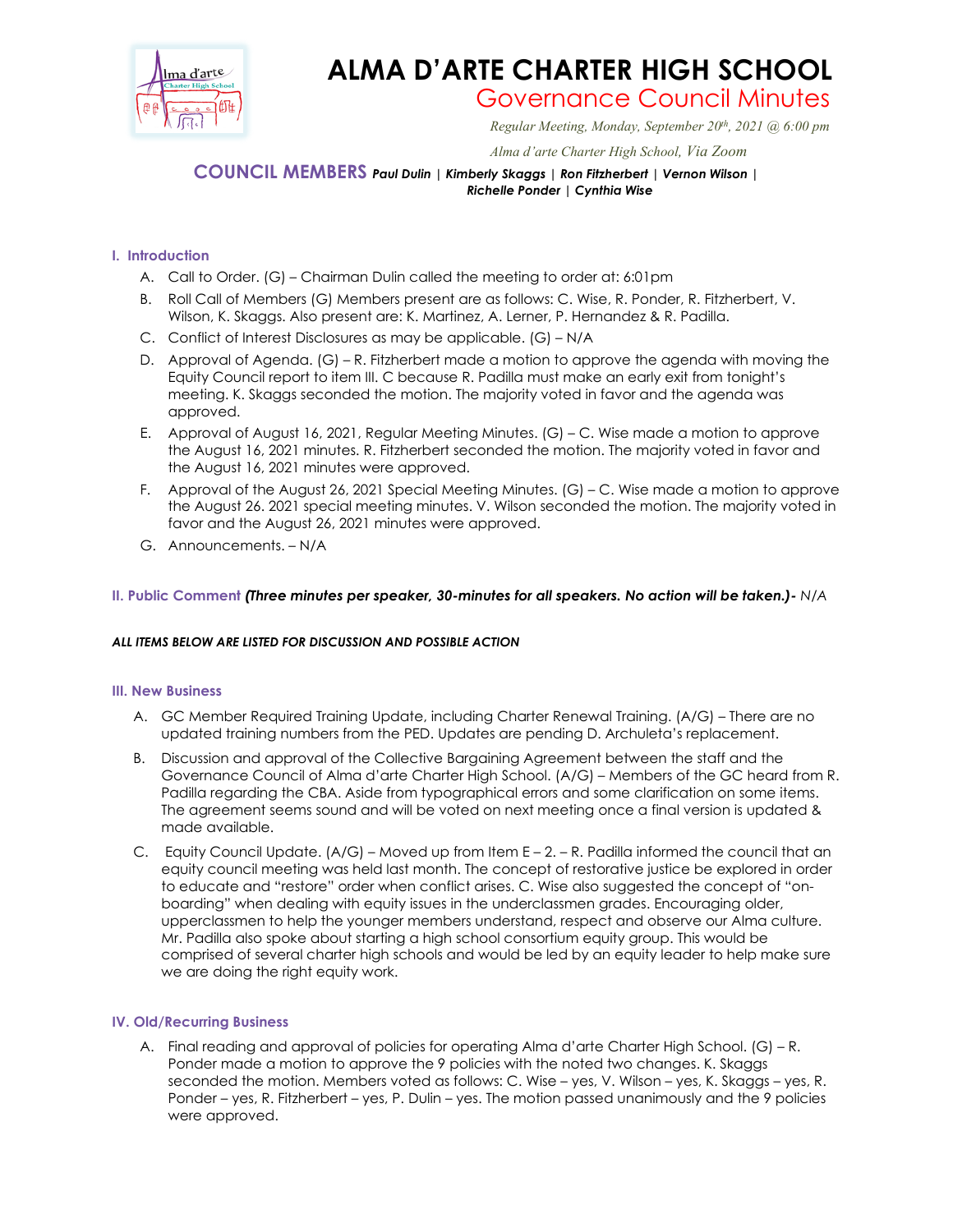# ALMA D'ARTE CHARTER HIGH SCHOOL

## Governance Council Minutes

*Regular Meeting, Monday, September 20th, 2021 @ 6:00 pm*

*Alma d'arte Charter High School, Via Zoom*

**COUNCIL MEMBERS** ***Paul Dulin | Kimberly Skaggs | Ron Fitzherbert | Vernon Wilson | Richelle Ponder | Cynthia Wise***

### I. Introduction

A. Call to Order. (G) – Chairman Dulin called the meeting to order at: 6:01pm

B. Roll Call of Members (G) Members present are as follows: C. Wise, R. Ponder, R. Fitzherbert, V. Wilson, K. Skaggs. Also present are: K. Martinez, A. Lerner, P. Hernandez & R. Padilla.

C. Conflict of Interest Disclosures as may be applicable. (G) – N/A

D. Approval of Agenda. (G) – R. Fitzherbert made a motion to approve the agenda with moving the Equity Council report to item III. C because R. Padilla must make an early exit from tonight's meeting. K. Skaggs seconded the motion. The majority voted in favor and the agenda was approved.

E. Approval of August 16, 2021, Regular Meeting Minutes. (G) – C. Wise made a motion to approve the August 16, 2021 minutes. R. Fitzherbert seconded the motion. The majority voted in favor and the August 16, 2021 minutes were approved.

F. Approval of the August 26, 2021 Special Meeting Minutes. (G) – C. Wise made a motion to approve the August 26. 2021 special meeting minutes. V. Wilson seconded the motion. The majority voted in favor and the August 26, 2021 minutes were approved.

G. Announcements. – N/A

### II. Public Comment ***(Three minutes per speaker, 30-minutes for all speakers. No action will be taken.)- N/A***

***ALL ITEMS BELOW ARE LISTED FOR DISCUSSION AND POSSIBLE ACTION***

### III. New Business

A. GC Member Required Training Update, including Charter Renewal Training. (A/G) – There are no updated training numbers from the PED. Updates are pending D. Archuleta's replacement.

B. Discussion and approval of the Collective Bargaining Agreement between the staff and the Governance Council of Alma d'arte Charter High School. (A/G) – Members of the GC heard from R. Padilla regarding the CBA. Aside from typographical errors and some clarification on some items. The agreement seems sound and will be voted on next meeting once a final version is updated & made available.

C. Equity Council Update. (A/G) – Moved up from Item E – 2. – R. Padilla informed the council that an equity council meeting was held last month. The concept of restorative justice be explored in order to educate and "restore" order when conflict arises. C. Wise also suggested the concept of "on-boarding" when dealing with equity issues in the underclassmen grades. Encouraging older, upperclassmen to help the younger members understand, respect and observe our Alma culture. Mr. Padilla also spoke about starting a high school consortium equity group. This would be comprised of several charter high schools and would be led by an equity leader to help make sure we are doing the right equity work.

### IV. Old/Recurring Business

A. Final reading and approval of policies for operating Alma d'arte Charter High School. (G) – R. Ponder made a motion to approve the 9 policies with the noted two changes. K. Skaggs seconded the motion. Members voted as follows: C. Wise – yes, V. Wilson – yes, K. Skaggs – yes, R. Ponder – yes, R. Fitzherbert – yes, P. Dulin – yes. The motion passed unanimously and the 9 policies were approved.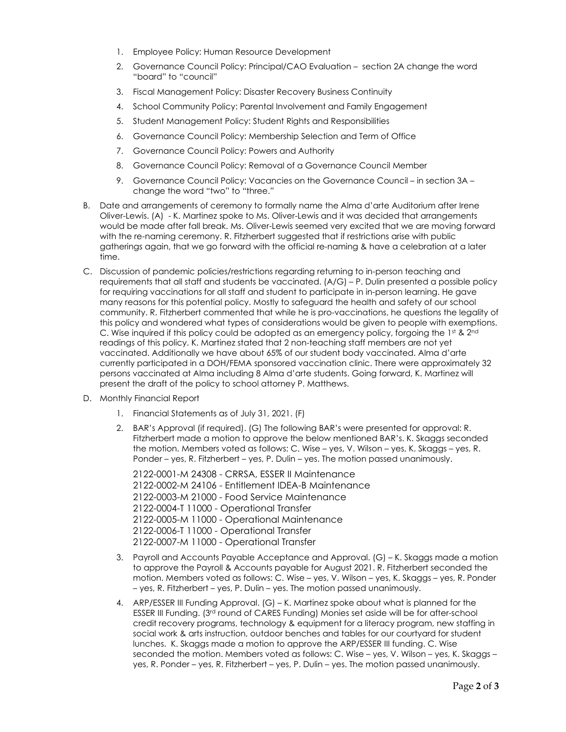1. Employee Policy: Human Resource Development
2. Governance Council Policy: Principal/CAO Evaluation – section 2A change the word "board" to "council"
3. Fiscal Management Policy: Disaster Recovery Business Continuity
4. School Community Policy: Parental Involvement and Family Engagement
5. Student Management Policy: Student Rights and Responsibilities
6. Governance Council Policy: Membership Selection and Term of Office
7. Governance Council Policy: Powers and Authority
8. Governance Council Policy: Removal of a Governance Council Member
9. Governance Council Policy: Vacancies on the Governance Council – in section 3A – change the word "two" to "three."

B. Date and arrangements of ceremony to formally name the Alma d'arte Auditorium after Irene Oliver-Lewis. (A) - K. Martinez spoke to Ms. Oliver-Lewis and it was decided that arrangements would be made after fall break. Ms. Oliver-Lewis seemed very excited that we are moving forward with the re-naming ceremony. R. Fitzherbert suggested that if restrictions arise with public gatherings again, that we go forward with the official re-naming & have a celebration at a later time.

C. Discussion of pandemic policies/restrictions regarding returning to in-person teaching and requirements that all staff and students be vaccinated. (A/G) – P. Dulin presented a possible policy for requiring vaccinations for all staff and student to participate in in-person learning. He gave many reasons for this potential policy. Mostly to safeguard the health and safety of our school community. R. Fitzherbert commented that while he is pro-vaccinations, he questions the legality of this policy and wondered what types of considerations would be given to people with exemptions. C. Wise inquired if this policy could be adopted as an emergency policy, forgoing the 1st & 2nd readings of this policy. K. Martinez stated that 2 non-teaching staff members are not yet vaccinated. Additionally we have about 65% of our student body vaccinated. Alma d'arte currently participated in a DOH/FEMA sponsored vaccination clinic. There were approximately 32 persons vaccinated at Alma including 8 Alma d'arte students. Going forward, K. Martinez will present the draft of the policy to school attorney P. Matthews.

D. Monthly Financial Report

1. Financial Statements as of July 31, 2021. (F)
2. BAR's Approval (if required). (G) The following BAR's were presented for approval: R. Fitzherbert made a motion to approve the below mentioned BAR's. K. Skaggs seconded the motion. Members voted as follows: C. Wise – yes, V. Wilson – yes, K. Skaggs – yes, R. Ponder – yes, R. Fitzherbert – yes, P. Dulin – yes. The motion passed unanimously.

   2122-0001-M 24308 - CRRSA, ESSER II Maintenance
   2122-0002-M 24106 - Entitlement IDEA-B Maintenance
   2122-0003-M 21000 - Food Service Maintenance
   2122-0004-T 11000 - Operational Transfer
   2122-0005-M 11000 - Operational Maintenance
   2122-0006-T 11000 - Operational Transfer
   2122-0007-M 11000 - Operational Transfer

3. Payroll and Accounts Payable Acceptance and Approval. (G) – K. Skaggs made a motion to approve the Payroll & Accounts payable for August 2021. R. Fitzherbert seconded the motion. Members voted as follows: C. Wise – yes, V. Wilson – yes, K. Skaggs – yes, R. Ponder – yes, R. Fitzherbert – yes, P. Dulin – yes. The motion passed unanimously.
4. ARP/ESSER III Funding Approval. (G) – K. Martinez spoke about what is planned for the ESSER III Funding. (3rd round of CARES Funding) Monies set aside will be for after-school credit recovery programs, technology & equipment for a literacy program, new staffing in social work & arts instruction, outdoor benches and tables for our courtyard for student lunches. K. Skaggs made a motion to approve the ARP/ESSER III funding. C. Wise seconded the motion. Members voted as follows: C. Wise – yes, V. Wilson – yes, K. Skaggs – yes, R. Ponder – yes, R. Fitzherbert – yes, P. Dulin – yes. The motion passed unanimously.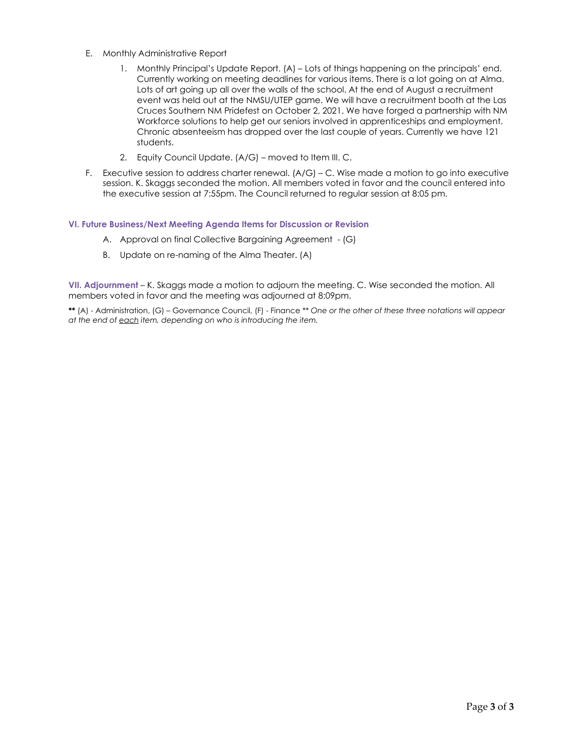E. Monthly Administrative Report

    1. Monthly Principal's Update Report. (A) – Lots of things happening on the principals' end. Currently working on meeting deadlines for various items. There is a lot going on at Alma. Lots of art going up all over the walls of the school. At the end of August a recruitment event was held out at the NMSU/UTEP game. We will have a recruitment booth at the Las Cruces Southern NM Pridefest on October 2, 2021. We have forged a partnership with NM Workforce solutions to help get our seniors involved in apprenticeships and employment. Chronic absenteeism has dropped over the last couple of years. Currently we have 121 students.
    2. Equity Council Update. (A/G) – moved to Item III. C.

F. Executive session to address charter renewal. (A/G) – C. Wise made a motion to go into executive session. K. Skaggs seconded the motion. All members voted in favor and the council entered into the executive session at 7:55pm. The Council returned to regular session at 8:05 pm.

### VI. Future Business/Next Meeting Agenda Items for Discussion or Revision

A. Approval on final Collective Bargaining Agreement - (G)

B. Update on re-naming of the Alma Theater. (A)

**VII. Adjournment** – K. Skaggs made a motion to adjourn the meeting. C. Wise seconded the motion. All members voted in favor and the meeting was adjourned at 8:09pm.

**\*\*** (A) - Administration, (G) – Governance Council, (F) - Finance *\*\* One or the other of these three notations will appear at the end of each item, depending on who is introducing the item.*